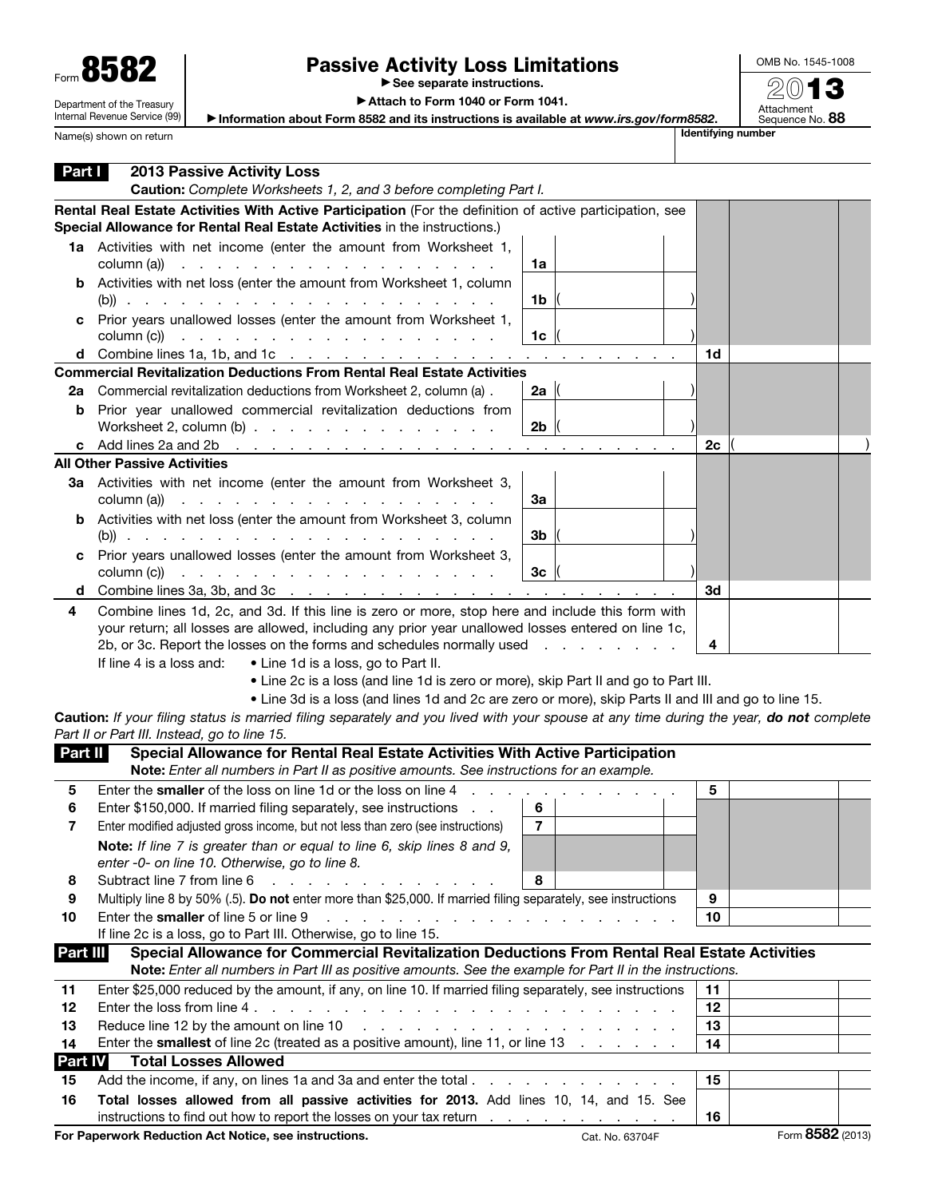Form **8582**

Department of the Treasury
Internal Revenue Service (99)

# Passive Activity Loss Limitations

▶ See separate instructions.

▶ Attach to Form 1040 or Form 1041.

▶ Information about Form 8582 and its instructions is available at *www.irs.gov/form8582*.

OMB No. 1545-1008

**2013**

Attachment Sequence No. **88**

Name(s) shown on return | Identifying number

## Part I 2013 Passive Activity Loss

**Caution:** *Complete Worksheets 1, 2, and 3 before completing Part I.*

| | | | | | |
|---|---|---|---|---|---|
| | **Rental Real Estate Activities With Active Participation** (For the definition of active participation, see **Special Allowance for Rental Real Estate Activities** in the instructions.) | | | | |
| **1a** | Activities with net income (enter the amount from Worksheet 1, column (a)) | 1a | | | |
| **b** | Activities with net loss (enter the amount from Worksheet 1, column (b)) | 1b | ( ) | | |
| **c** | Prior years unallowed losses (enter the amount from Worksheet 1, column (c)) | 1c | ( ) | | |
| **d** | Combine lines 1a, 1b, and 1c | | | 1d | |
| | **Commercial Revitalization Deductions From Rental Real Estate Activities** | | | | |
| **2a** | Commercial revitalization deductions from Worksheet 2, column (a) | 2a | ( ) | | |
| **b** | Prior year unallowed commercial revitalization deductions from Worksheet 2, column (b) | 2b | ( ) | | |
| **c** | Add lines 2a and 2b | | | 2c | ( ) |
| | **All Other Passive Activities** | | | | |
| **3a** | Activities with net income (enter the amount from Worksheet 3, column (a)) | 3a | | | |
| **b** | Activities with net loss (enter the amount from Worksheet 3, column (b)) | 3b | ( ) | | |
| **c** | Prior years unallowed losses (enter the amount from Worksheet 3, column (c)) | 3c | ( ) | | |
| **d** | Combine lines 3a, 3b, and 3c | | | 3d | |
| **4** | Combine lines 1d, 2c, and 3d. If this line is zero or more, stop here and include this form with your return; all losses are allowed, including any prior year unallowed losses entered on line 1c, 2b, or 3c. Report the losses on the forms and schedules normally used | | | 4 | |

If line 4 is a loss and:
- Line 1d is a loss, go to Part II.
- Line 2c is a loss (and line 1d is zero or more), skip Part II and go to Part III.
- Line 3d is a loss (and lines 1d and 2c are zero or more), skip Parts II and III and go to line 15.

**Caution:** *If your filing status is married filing separately and you lived with your spouse at any time during the year,* ***do not*** *complete Part II or Part III. Instead, go to line 15.*

## Part II Special Allowance for Rental Real Estate Activities With Active Participation

**Note:** *Enter all numbers in Part II as positive amounts. See instructions for an example.*

| | | | | | |
|---|---|---|---|---|---|
| **5** | Enter the **smaller** of the loss on line 1d or the loss on line 4 | | | 5 | |
| **6** | Enter $150,000. If married filing separately, see instructions | 6 | | | |
| **7** | Enter modified adjusted gross income, but not less than zero (see instructions) | 7 | | | |
| | **Note:** *If line 7 is greater than or equal to line 6, skip lines 8 and 9, enter -0- on line 10. Otherwise, go to line 8.* | | | | |
| **8** | Subtract line 7 from line 6 | 8 | | | |
| **9** | Multiply line 8 by 50% (.5). **Do not** enter more than $25,000. If married filing separately, see instructions | | | 9 | |
| **10** | Enter the **smaller** of line 5 or line 9 | | | 10 | |

If line 2c is a loss, go to Part III. Otherwise, go to line 15.

## Part III Special Allowance for Commercial Revitalization Deductions From Rental Real Estate Activities

**Note:** *Enter all numbers in Part III as positive amounts. See the example for Part II in the instructions.*

| | | | |
|---|---|---|---|
| **11** | Enter $25,000 reduced by the amount, if any, on line 10. If married filing separately, see instructions | 11 | |
| **12** | Enter the loss from line 4 | 12 | |
| **13** | Reduce line 12 by the amount on line 10 | 13 | |
| **14** | Enter the **smallest** of line 2c (treated as a positive amount), line 11, or line 13 | 14 | |

## Part IV Total Losses Allowed

| | | | |
|---|---|---|---|
| **15** | Add the income, if any, on lines 1a and 3a and enter the total | 15 | |
| **16** | **Total losses allowed from all passive activities for 2013.** Add lines 10, 14, and 15. See instructions to find out how to report the losses on your tax return | 16 | |

**For Paperwork Reduction Act Notice, see instructions.** Cat. No. 63704F Form **8582** (2013)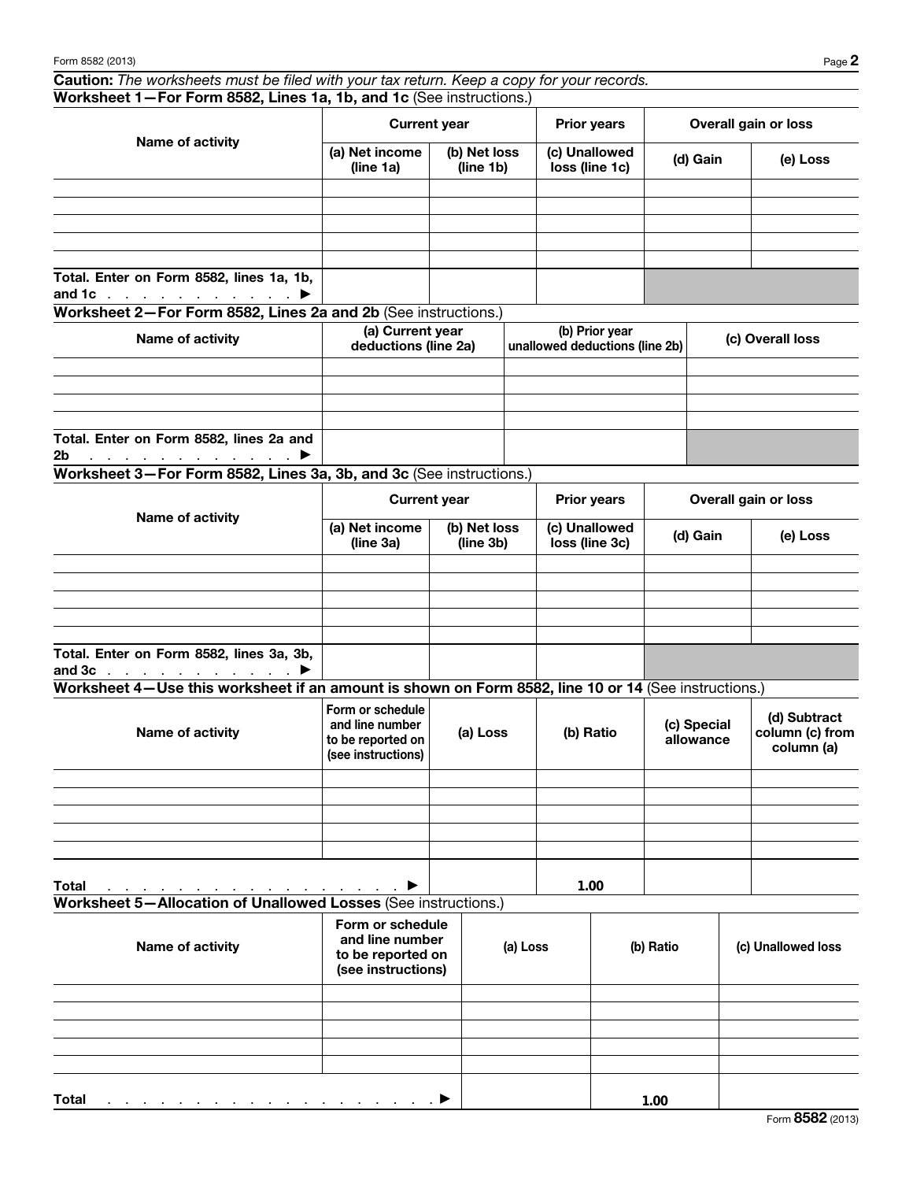**Caution:** *The worksheets must be filed with your tax return. Keep a copy for your records.*

### Worksheet 1—For Form 8582, Lines 1a, 1b, and 1c (See instructions.)

| Name of activity | Current year | | Prior years | Overall gain or loss | |
|---|---|---|---|---|---|
| | (a) Net income (line 1a) | (b) Net loss (line 1b) | (c) Unallowed loss (line 1c) | (d) Gain | (e) Loss |
| | | | | | |
| | | | | | |
| | | | | | |
| | | | | | |
| | | | | | |
| Total. Enter on Form 8582, lines 1a, 1b, and 1c . . . . . . . . . . . . ▶ | | | | | |

### Worksheet 2—For Form 8582, Lines 2a and 2b (See instructions.)

| Name of activity | (a) Current year deductions (line 2a) | (b) Prior year unallowed deductions (line 2b) | (c) Overall loss |
|---|---|---|---|
| | | | |
| | | | |
| | | | |
| | | | |
| Total. Enter on Form 8582, lines 2a and 2b . . . . . . . . . . . . . ▶ | | | |

### Worksheet 3—For Form 8582, Lines 3a, 3b, and 3c (See instructions.)

| Name of activity | Current year | | Prior years | Overall gain or loss | |
|---|---|---|---|---|---|
| | (a) Net income (line 3a) | (b) Net loss (line 3b) | (c) Unallowed loss (line 3c) | (d) Gain | (e) Loss |
| | | | | | |
| | | | | | |
| | | | | | |
| | | | | | |
| | | | | | |
| Total. Enter on Form 8582, lines 3a, 3b, and 3c . . . . . . . . . . . . ▶ | | | | | |

### Worksheet 4—Use this worksheet if an amount is shown on Form 8582, line 10 or 14 (See instructions.)

| Name of activity | Form or schedule and line number to be reported on (see instructions) | (a) Loss | (b) Ratio | (c) Special allowance | (d) Subtract column (c) from column (a) |
|---|---|---|---|---|---|
| | | | | | |
| | | | | | |
| | | | | | |
| | | | | | |
| | | | | | |
| Total . . . . . . . . . . . . . . . . . . . . ▶ | | | 1.00 | | |

### Worksheet 5—Allocation of Unallowed Losses (See instructions.)

| Name of activity | Form or schedule and line number to be reported on (see instructions) | (a) Loss | (b) Ratio | (c) Unallowed loss |
|---|---|---|---|---|
| | | | | |
| | | | | |
| | | | | |
| | | | | |
| | | | | |
| Total . . . . . . . . . . . . . . . . . . . . . . . ▶ | | | 1.00 | |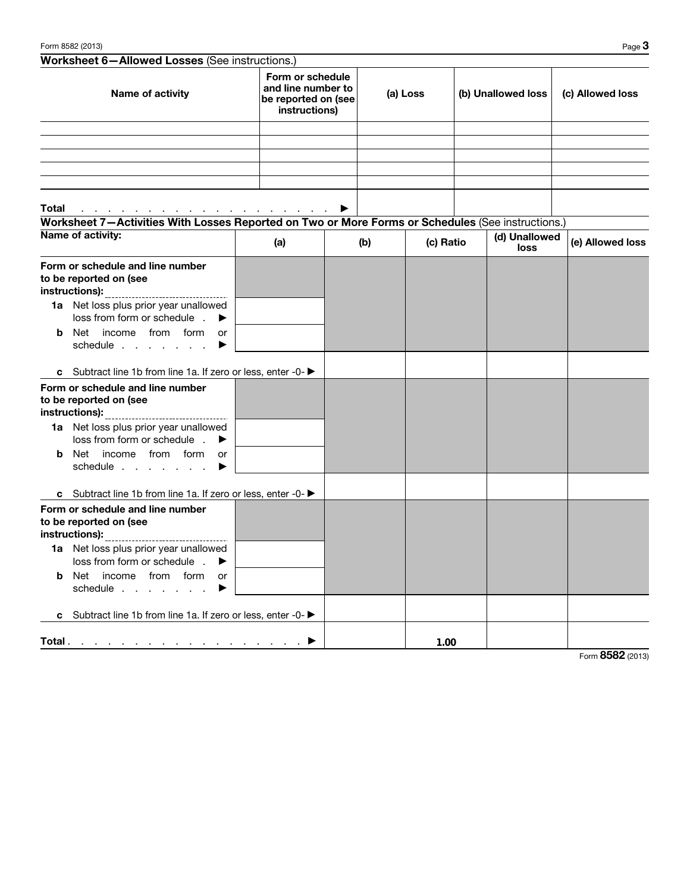## Worksheet 6—Allowed Losses (See instructions.)

| Name of activity | Form or schedule and line number to be reported on (see instructions) | (a) Loss | (b) Unallowed loss | (c) Allowed loss |
|---|---|---|---|---|
| | | | | |
| | | | | |
| | | | | |
| | | | | |
| | | | | |
| **Total** . . . . . . . . . . . . . . . . . . . . ▶ | | | | |

## Worksheet 7—Activities With Losses Reported on Two or More Forms or Schedules (See instructions.)

| Name of activity: | (a) | (b) | (c) Ratio | (d) Unallowed loss | (e) Allowed loss |
|---|---|---|---|---|---|
| **Form or schedule and line number to be reported on (see instructions):** | | | | | |
| **1a** Net loss plus prior year unallowed loss from form or schedule . ▶ | | | | | |
| **b** Net income from form or schedule . . . . . . . ▶ | | | | | |
| **c** Subtract line 1b from line 1a. If zero or less, enter -0- ▶ | | | | | |
| **Form or schedule and line number to be reported on (see instructions):** | | | | | |
| **1a** Net loss plus prior year unallowed loss from form or schedule . ▶ | | | | | |
| **b** Net income from form or schedule . . . . . . . ▶ | | | | | |
| **c** Subtract line 1b from line 1a. If zero or less, enter -0- ▶ | | | | | |
| **Form or schedule and line number to be reported on (see instructions):** | | | | | |
| **1a** Net loss plus prior year unallowed loss from form or schedule . ▶ | | | | | |
| **b** Net income from form or schedule . . . . . . . ▶ | | | | | |
| **c** Subtract line 1b from line 1a. If zero or less, enter -0- ▶ | | | | | |
| **Total** . . . . . . . . . . . . . . . . . . . ▶ | | | 1.00 | | |

Form **8582** (2013)